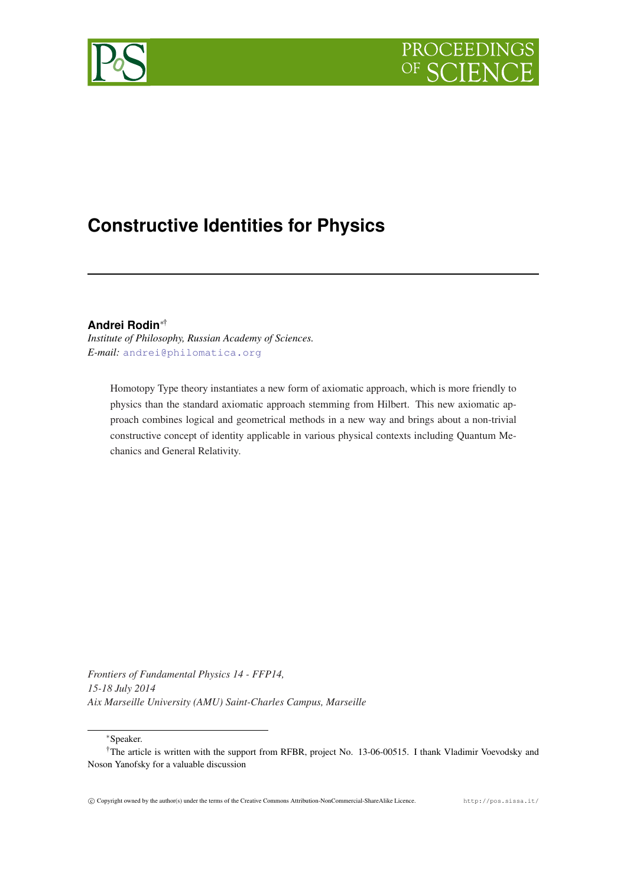# Constructive Identities for Physics

**Andrei Rodin**[*†]

*Institute of Philosophy, Russian Academy of Sciences.*
*E-mail:* andrei@philomatica.org

> Homotopy Type theory instantiates a new form of axiomatic approach, which is more friendly to physics than the standard axiomatic approach stemming from Hilbert. This new axiomatic approach combines logical and geometrical methods in a new way and brings about a non-trivial constructive concept of identity applicable in various physical contexts including Quantum Mechanics and General Relativity.

*Frontiers of Fundamental Physics 14 - FFP14,*
*15-18 July 2014*
*Aix Marseille University (AMU) Saint-Charles Campus, Marseille*

[*] Speaker.

[†] The article is written with the support from RFBR, project No. 13-06-00515. I thank Vladimir Voevodsky and Noson Yanofsky for a valuable discussion

© Copyright owned by the author(s) under the terms of the Creative Commons Attribution-NonCommercial-ShareAlike Licence. http://pos.sissa.it/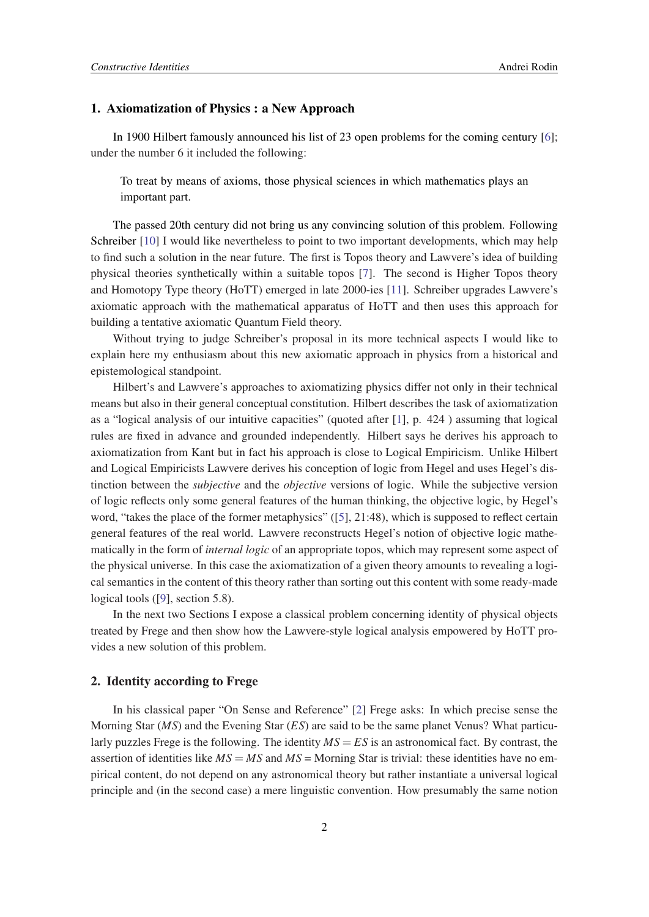## 1. Axiomatization of Physics : a New Approach

In 1900 Hilbert famously announced his list of 23 open problems for the coming century [6]; under the number 6 it included the following:

> To treat by means of axioms, those physical sciences in which mathematics plays an important part.

The passed 20th century did not bring us any convincing solution of this problem. Following Schreiber [10] I would like nevertheless to point to two important developments, which may help to find such a solution in the near future. The first is Topos theory and Lawvere's idea of building physical theories synthetically within a suitable topos [7]. The second is Higher Topos theory and Homotopy Type theory (HoTT) emerged in late 2000-ies [11]. Schreiber upgrades Lawvere's axiomatic approach with the mathematical apparatus of HoTT and then uses this approach for building a tentative axiomatic Quantum Field theory.

Without trying to judge Schreiber's proposal in its more technical aspects I would like to explain here my enthusiasm about this new axiomatic approach in physics from a historical and epistemological standpoint.

Hilbert's and Lawvere's approaches to axiomatizing physics differ not only in their technical means but also in their general conceptual constitution. Hilbert describes the task of axiomatization as a "logical analysis of our intuitive capacities" (quoted after [1], p. 424 ) assuming that logical rules are fixed in advance and grounded independently. Hilbert says he derives his approach to axiomatization from Kant but in fact his approach is close to Logical Empiricism. Unlike Hilbert and Logical Empiricists Lawvere derives his conception of logic from Hegel and uses Hegel's distinction between the *subjective* and the *objective* versions of logic. While the subjective version of logic reflects only some general features of the human thinking, the objective logic, by Hegel's word, "takes the place of the former metaphysics" ([5], 21:48), which is supposed to reflect certain general features of the real world. Lawvere reconstructs Hegel's notion of objective logic mathematically in the form of *internal logic* of an appropriate topos, which may represent some aspect of the physical universe. In this case the axiomatization of a given theory amounts to revealing a logical semantics in the content of this theory rather than sorting out this content with some ready-made logical tools ([9], section 5.8).

In the next two Sections I expose a classical problem concerning identity of physical objects treated by Frege and then show how the Lawvere-style logical analysis empowered by HoTT provides a new solution of this problem.

## 2. Identity according to Frege

In his classical paper "On Sense and Reference" [2] Frege asks: In which precise sense the Morning Star (*MS*) and the Evening Star (*ES*) are said to be the same planet Venus? What particularly puzzles Frege is the following. The identity $MS = ES$ is an astronomical fact. By contrast, the assertion of identities like $MS = MS$ and *MS* = Morning Star is trivial: these identities have no empirical content, do not depend on any astronomical theory but rather instantiate a universal logical principle and (in the second case) a mere linguistic convention. How presumably the same notion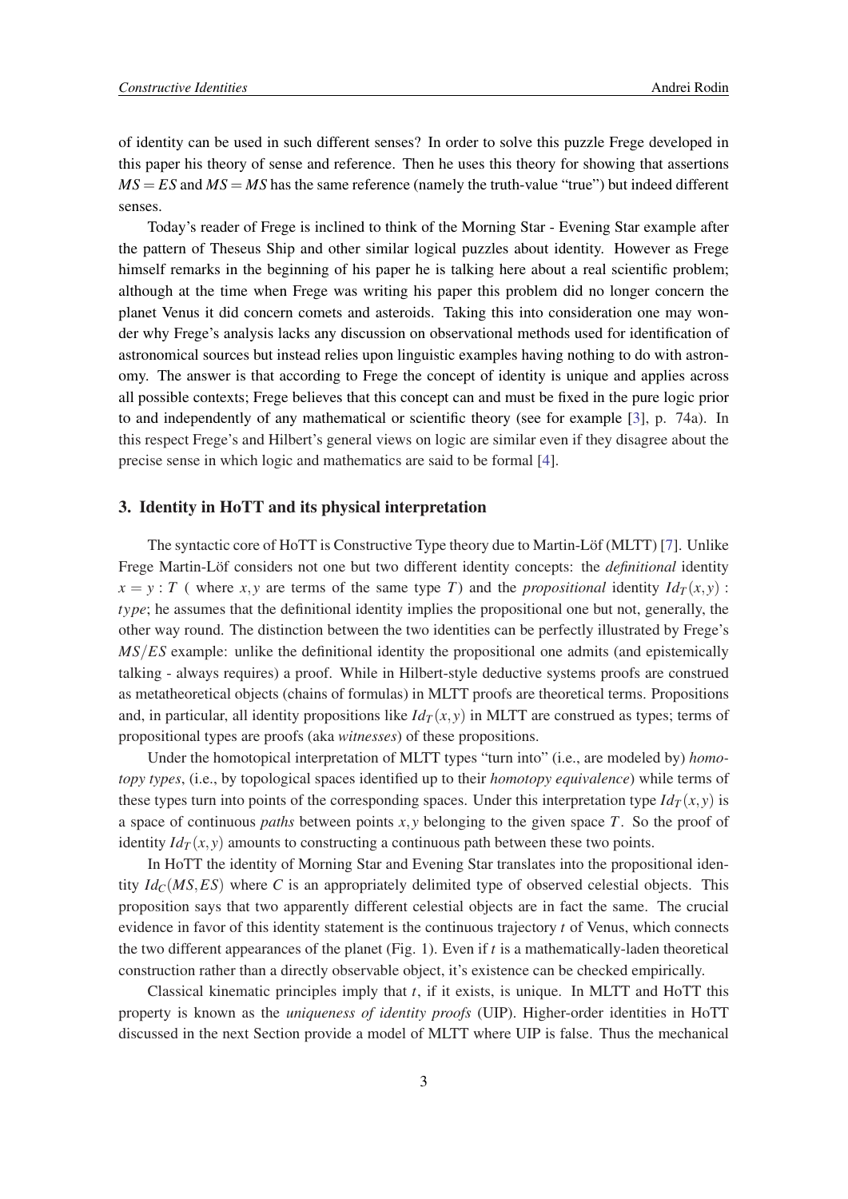of identity can be used in such different senses? In order to solve this puzzle Frege developed in this paper his theory of sense and reference. Then he uses this theory for showing that assertions $MS = ES$ and $MS = MS$ has the same reference (namely the truth-value "true") but indeed different senses.

Today's reader of Frege is inclined to think of the Morning Star - Evening Star example after the pattern of Theseus Ship and other similar logical puzzles about identity. However as Frege himself remarks in the beginning of his paper he is talking here about a real scientific problem; although at the time when Frege was writing his paper this problem did no longer concern the planet Venus it did concern comets and asteroids. Taking this into consideration one may wonder why Frege's analysis lacks any discussion on observational methods used for identification of astronomical sources but instead relies upon linguistic examples having nothing to do with astronomy. The answer is that according to Frege the concept of identity is unique and applies across all possible contexts; Frege believes that this concept can and must be fixed in the pure logic prior to and independently of any mathematical or scientific theory (see for example [3], p. 74a). In this respect Frege's and Hilbert's general views on logic are similar even if they disagree about the precise sense in which logic and mathematics are said to be formal [4].

## 3. Identity in HoTT and its physical interpretation

The syntactic core of HoTT is Constructive Type theory due to Martin-Löf (MLTT) [7]. Unlike Frege Martin-Löf considers not one but two different identity concepts: the *definitional* identity $x = y : T$ ( where $x, y$ are terms of the same type $T$) and the *propositional* identity $Id_T(x, y) : type$; he assumes that the definitional identity implies the propositional one but not, generally, the other way round. The distinction between the two identities can be perfectly illustrated by Frege's $MS/ES$ example: unlike the definitional identity the propositional one admits (and epistemically talking - always requires) a proof. While in Hilbert-style deductive systems proofs are construed as metatheoretical objects (chains of formulas) in MLTT proofs are theoretical terms. Propositions and, in particular, all identity propositions like $Id_T(x, y)$ in MLTT are construed as types; terms of propositional types are proofs (aka *witnesses*) of these propositions.

Under the homotopical interpretation of MLTT types "turn into" (i.e., are modeled by) *homotopy types*, (i.e., by topological spaces identified up to their *homotopy equivalence*) while terms of these types turn into points of the corresponding spaces. Under this interpretation type $Id_T(x, y)$ is a space of continuous *paths* between points $x, y$ belonging to the given space $T$. So the proof of identity $Id_T(x, y)$ amounts to constructing a continuous path between these two points.

In HoTT the identity of Morning Star and Evening Star translates into the propositional identity $Id_C(MS, ES)$ where $C$ is an appropriately delimited type of observed celestial objects. This proposition says that two apparently different celestial objects are in fact the same. The crucial evidence in favor of this identity statement is the continuous trajectory $t$ of Venus, which connects the two different appearances of the planet (Fig. 1). Even if $t$ is a mathematically-laden theoretical construction rather than a directly observable object, it's existence can be checked empirically.

Classical kinematic principles imply that $t$, if it exists, is unique. In MLTT and HoTT this property is known as the *uniqueness of identity proofs* (UIP). Higher-order identities in HoTT discussed in the next Section provide a model of MLTT where UIP is false. Thus the mechanical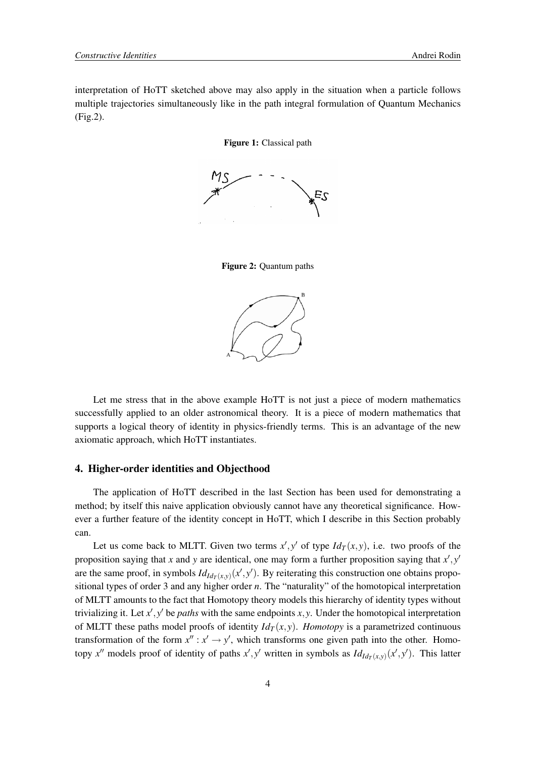interpretation of HoTT sketched above may also apply in the situation when a particle follows multiple trajectories simultaneously like in the path integral formulation of Quantum Mechanics (Fig.2).

**Figure 1:** Classical path

**Figure 2:** Quantum paths

Let me stress that in the above example HoTT is not just a piece of modern mathematics successfully applied to an older astronomical theory. It is a piece of modern mathematics that supports a logical theory of identity in physics-friendly terms. This is an advantage of the new axiomatic approach, which HoTT instantiates.

## 4. Higher-order identities and Objecthood

The application of HoTT described in the last Section has been used for demonstrating a method; by itself this naive application obviously cannot have any theoretical significance. However a further feature of the identity concept in HoTT, which I describe in this Section probably can.

Let us come back to MLTT. Given two terms $x', y'$ of type $Id_T(x,y)$, i.e. two proofs of the proposition saying that $x$ and $y$ are identical, one may form a further proposition saying that $x', y'$ are the same proof, in symbols $Id_{Id_T(x,y)}(x',y')$. By reiterating this construction one obtains propositional types of order 3 and any higher order $n$. The "naturality" of the homotopical interpretation of MLTT amounts to the fact that Homotopy theory models this hierarchy of identity types without trivializing it. Let $x', y'$ be *paths* with the same endpoints $x, y$. Under the homotopical interpretation of MLTT these paths model proofs of identity $Id_T(x,y)$. *Homotopy* is a parametrized continuous transformation of the form $x'' : x' \to y'$, which transforms one given path into the other. Homotopy $x''$ models proof of identity of paths $x', y'$ written in symbols as $Id_{Id_T(x,y)}(x',y')$. This latter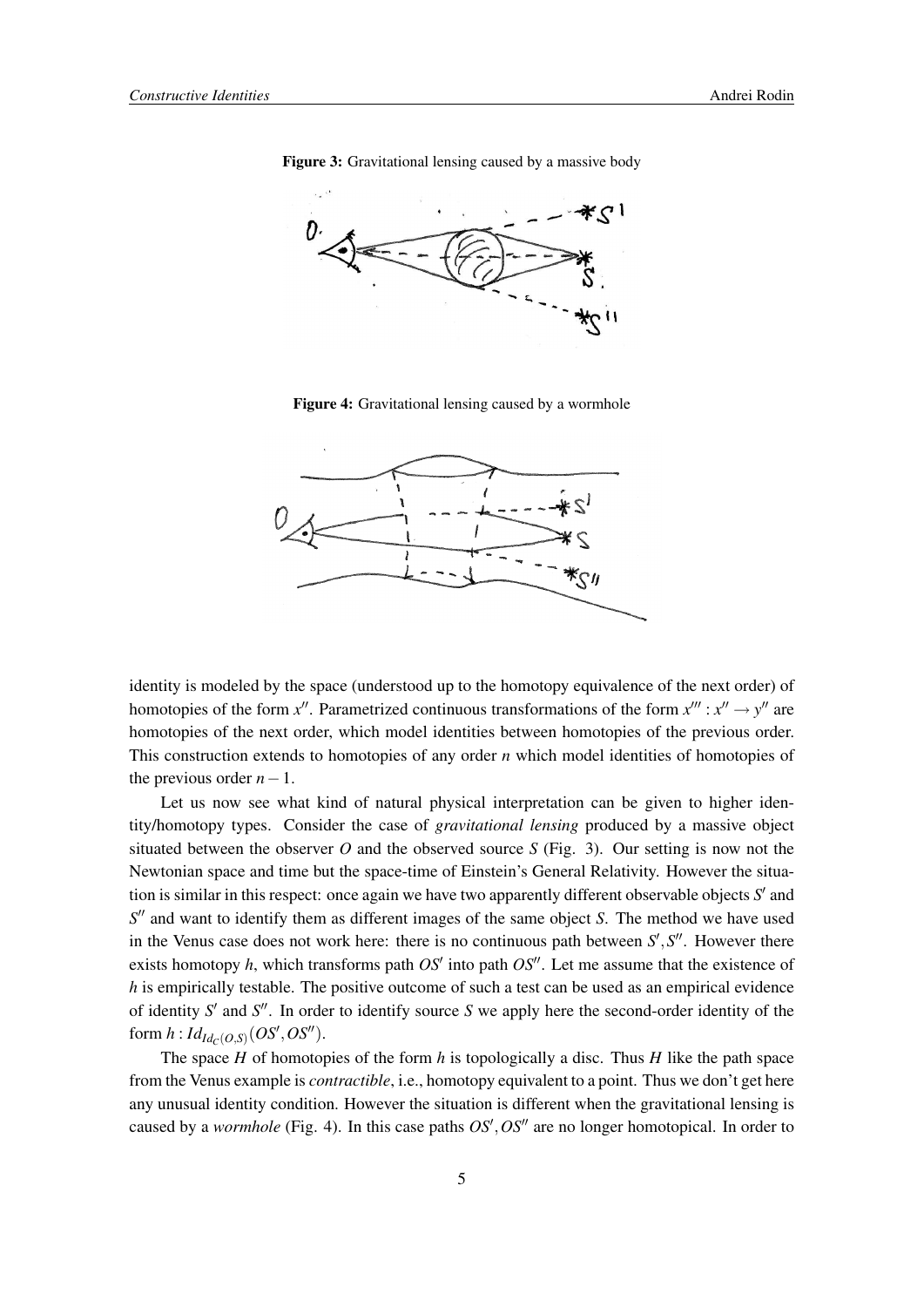**Figure 3:** Gravitational lensing caused by a massive body

**Figure 4:** Gravitational lensing caused by a wormhole

identity is modeled by the space (understood up to the homotopy equivalence of the next order) of homotopies of the form $x''$. Parametrized continuous transformations of the form $x''' : x'' \to y''$ are homotopies of the next order, which model identities between homotopies of the previous order. This construction extends to homotopies of any order $n$ which model identities of homotopies of the previous order $n-1$.

Let us now see what kind of natural physical interpretation can be given to higher identity/homotopy types. Consider the case of *gravitational lensing* produced by a massive object situated between the observer $O$ and the observed source $S$ (Fig. 3). Our setting is now not the Newtonian space and time but the space-time of Einstein's General Relativity. However the situation is similar in this respect: once again we have two apparently different observable objects $S'$ and $S''$ and want to identify them as different images of the same object $S$. The method we have used in the Venus case does not work here: there is no continuous path between $S', S''$. However there exists homotopy $h$, which transforms path $OS'$ into path $OS''$. Let me assume that the existence of $h$ is empirically testable. The positive outcome of such a test can be used as an empirical evidence of identity $S'$ and $S''$. In order to identify source $S$ we apply here the second-order identity of the form $h : Id_{Id_C(O,S)}(OS', OS'')$.

The space $H$ of homotopies of the form $h$ is topologically a disc. Thus $H$ like the path space from the Venus example is *contractible*, i.e., homotopy equivalent to a point. Thus we don't get here any unusual identity condition. However the situation is different when the gravitational lensing is caused by a *wormhole* (Fig. 4). In this case paths $OS', OS''$ are no longer homotopical. In order to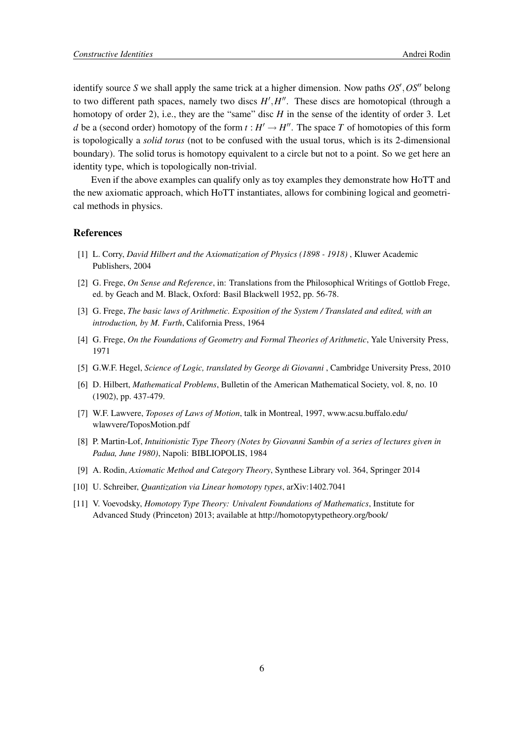identify source $S$ we shall apply the same trick at a higher dimension. Now paths $OS', OS''$ belong to two different path spaces, namely two discs $H', H''$. These discs are homotopical (through a homotopy of order 2), i.e., they are the "same" disc $H$ in the sense of the identity of order 3. Let $d$ be a (second order) homotopy of the form $t : H' \rightarrow H''$. The space $T$ of homotopies of this form is topologically a *solid torus* (not to be confused with the usual torus, which is its 2-dimensional boundary). The solid torus is homotopy equivalent to a circle but not to a point. So we get here an identity type, which is topologically non-trivial.

Even if the above examples can qualify only as toy examples they demonstrate how HoTT and the new axiomatic approach, which HoTT instantiates, allows for combining logical and geometrical methods in physics.

## References

[1] L. Corry, *David Hilbert and the Axiomatization of Physics (1898 - 1918)* , Kluwer Academic Publishers, 2004

[2] G. Frege, *On Sense and Reference*, in: Translations from the Philosophical Writings of Gottlob Frege, ed. by Geach and M. Black, Oxford: Basil Blackwell 1952, pp. 56-78.

[3] G. Frege, *The basic laws of Arithmetic. Exposition of the System / Translated and edited, with an introduction, by M. Furth*, California Press, 1964

[4] G. Frege, *On the Foundations of Geometry and Formal Theories of Arithmetic*, Yale University Press, 1971

[5] G.W.F. Hegel, *Science of Logic, translated by George di Giovanni* , Cambridge University Press, 2010

[6] D. Hilbert, *Mathematical Problems*, Bulletin of the American Mathematical Society, vol. 8, no. 10 (1902), pp. 437-479.

[7] W.F. Lawvere, *Toposes of Laws of Motion*, talk in Montreal, 1997, www.acsu.buffalo.edu/wlawvere/ToposMotion.pdf

[8] P. Martin-Lof, *Intuitionistic Type Theory (Notes by Giovanni Sambin of a series of lectures given in Padua, June 1980)*, Napoli: BIBLIOPOLIS, 1984

[9] A. Rodin, *Axiomatic Method and Category Theory*, Synthese Library vol. 364, Springer 2014

[10] U. Schreiber, *Quantization via Linear homotopy types*, arXiv:1402.7041

[11] V. Voevodsky, *Homotopy Type Theory: Univalent Foundations of Mathematics*, Institute for Advanced Study (Princeton) 2013; available at http://homotopytypetheory.org/book/